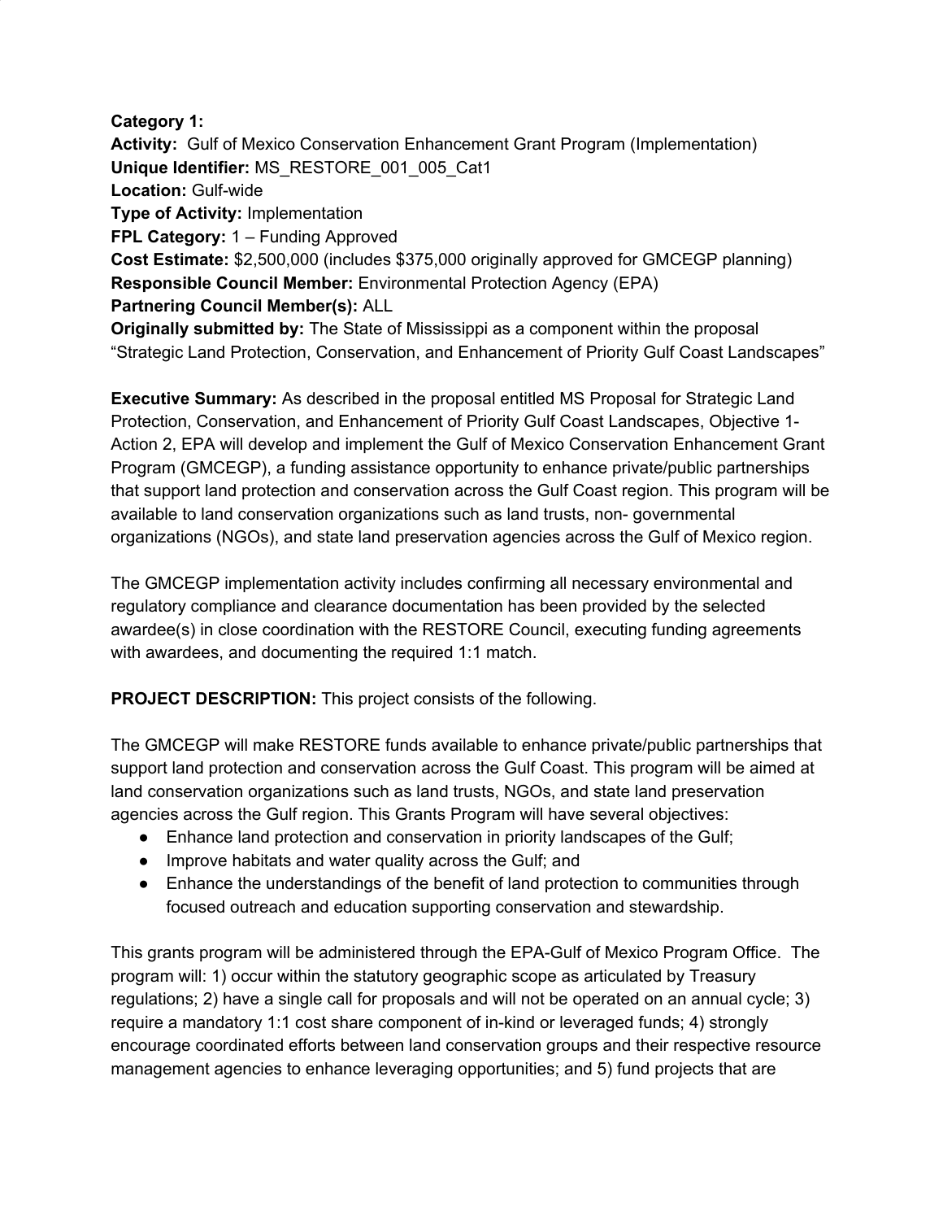**Category 1:**
**Activity:** Gulf of Mexico Conservation Enhancement Grant Program (Implementation)
**Unique Identifier:** MS_RESTORE_001_005_Cat1
**Location:** Gulf-wide
**Type of Activity:** Implementation
**FPL Category:** 1 – Funding Approved
**Cost Estimate:** $2,500,000 (includes $375,000 originally approved for GMCEGP planning)
**Responsible Council Member:** Environmental Protection Agency (EPA)
**Partnering Council Member(s):** ALL
**Originally submitted by:** The State of Mississippi as a component within the proposal "Strategic Land Protection, Conservation, and Enhancement of Priority Gulf Coast Landscapes"

**Executive Summary:** As described in the proposal entitled MS Proposal for Strategic Land Protection, Conservation, and Enhancement of Priority Gulf Coast Landscapes, Objective 1-Action 2, EPA will develop and implement the Gulf of Mexico Conservation Enhancement Grant Program (GMCEGP), a funding assistance opportunity to enhance private/public partnerships that support land protection and conservation across the Gulf Coast region. This program will be available to land conservation organizations such as land trusts, non- governmental organizations (NGOs), and state land preservation agencies across the Gulf of Mexico region.

The GMCEGP implementation activity includes confirming all necessary environmental and regulatory compliance and clearance documentation has been provided by the selected awardee(s) in close coordination with the RESTORE Council, executing funding agreements with awardees, and documenting the required 1:1 match.

**PROJECT DESCRIPTION:** This project consists of the following.

The GMCEGP will make RESTORE funds available to enhance private/public partnerships that support land protection and conservation across the Gulf Coast. This program will be aimed at land conservation organizations such as land trusts, NGOs, and state land preservation agencies across the Gulf region. This Grants Program will have several objectives:

- Enhance land protection and conservation in priority landscapes of the Gulf;
- Improve habitats and water quality across the Gulf; and
- Enhance the understandings of the benefit of land protection to communities through focused outreach and education supporting conservation and stewardship.

This grants program will be administered through the EPA-Gulf of Mexico Program Office. The program will: 1) occur within the statutory geographic scope as articulated by Treasury regulations; 2) have a single call for proposals and will not be operated on an annual cycle; 3) require a mandatory 1:1 cost share component of in-kind or leveraged funds; 4) strongly encourage coordinated efforts between land conservation groups and their respective resource management agencies to enhance leveraging opportunities; and 5) fund projects that are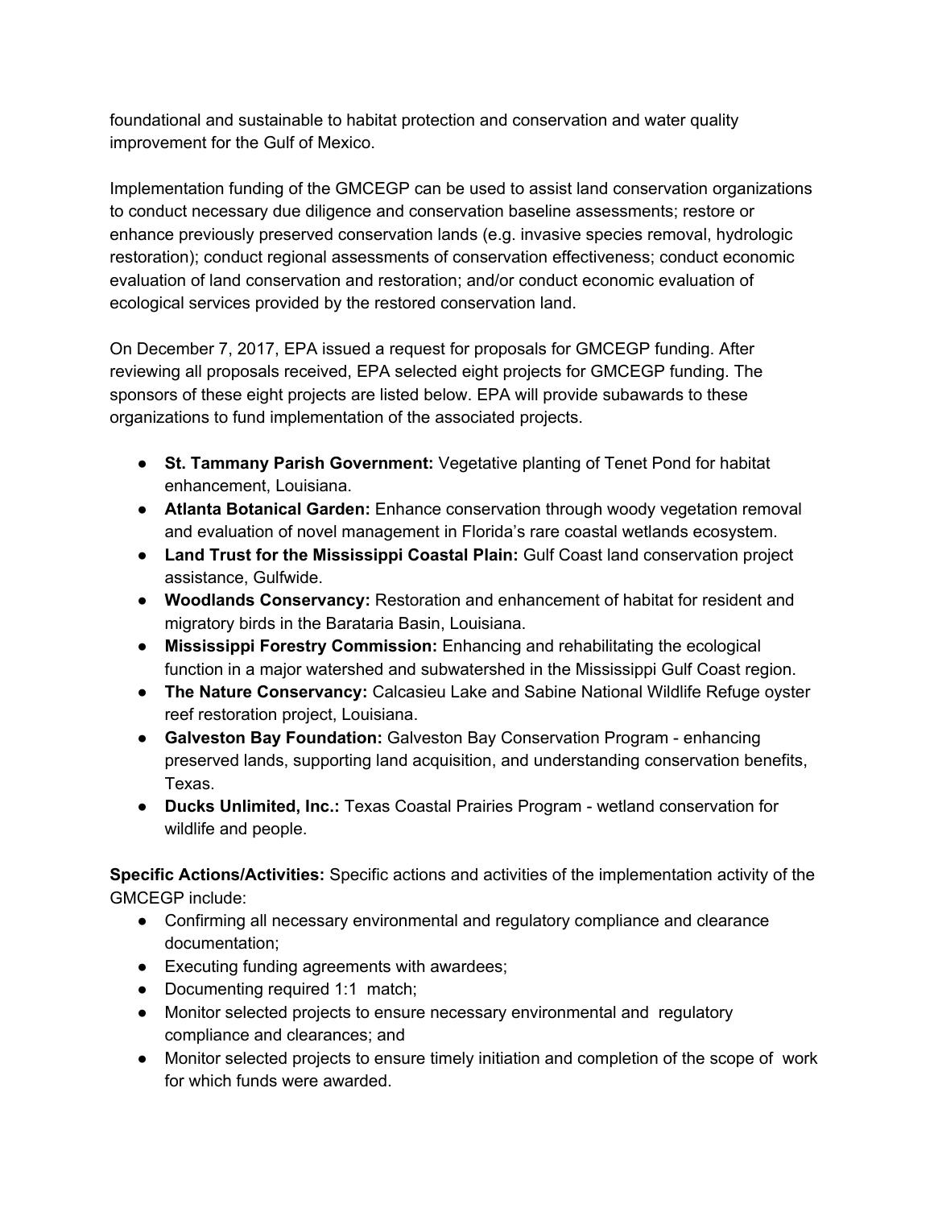foundational and sustainable to habitat protection and conservation and water quality improvement for the Gulf of Mexico.

Implementation funding of the GMCEGP can be used to assist land conservation organizations to conduct necessary due diligence and conservation baseline assessments; restore or enhance previously preserved conservation lands (e.g. invasive species removal, hydrologic restoration); conduct regional assessments of conservation effectiveness; conduct economic evaluation of land conservation and restoration; and/or conduct economic evaluation of ecological services provided by the restored conservation land.

On December 7, 2017, EPA issued a request for proposals for GMCEGP funding. After reviewing all proposals received, EPA selected eight projects for GMCEGP funding. The sponsors of these eight projects are listed below. EPA will provide subawards to these organizations to fund implementation of the associated projects.

- **St. Tammany Parish Government:** Vegetative planting of Tenet Pond for habitat enhancement, Louisiana.
- **Atlanta Botanical Garden:** Enhance conservation through woody vegetation removal and evaluation of novel management in Florida's rare coastal wetlands ecosystem.
- **Land Trust for the Mississippi Coastal Plain:** Gulf Coast land conservation project assistance, Gulfwide.
- **Woodlands Conservancy:** Restoration and enhancement of habitat for resident and migratory birds in the Barataria Basin, Louisiana.
- **Mississippi Forestry Commission:** Enhancing and rehabilitating the ecological function in a major watershed and subwatershed in the Mississippi Gulf Coast region.
- **The Nature Conservancy:** Calcasieu Lake and Sabine National Wildlife Refuge oyster reef restoration project, Louisiana.
- **Galveston Bay Foundation:** Galveston Bay Conservation Program - enhancing preserved lands, supporting land acquisition, and understanding conservation benefits, Texas.
- **Ducks Unlimited, Inc.:** Texas Coastal Prairies Program - wetland conservation for wildlife and people.

**Specific Actions/Activities:** Specific actions and activities of the implementation activity of the GMCEGP include:

- Confirming all necessary environmental and regulatory compliance and clearance documentation;
- Executing funding agreements with awardees;
- Documenting required 1:1 match;
- Monitor selected projects to ensure necessary environmental and regulatory compliance and clearances; and
- Monitor selected projects to ensure timely initiation and completion of the scope of work for which funds were awarded.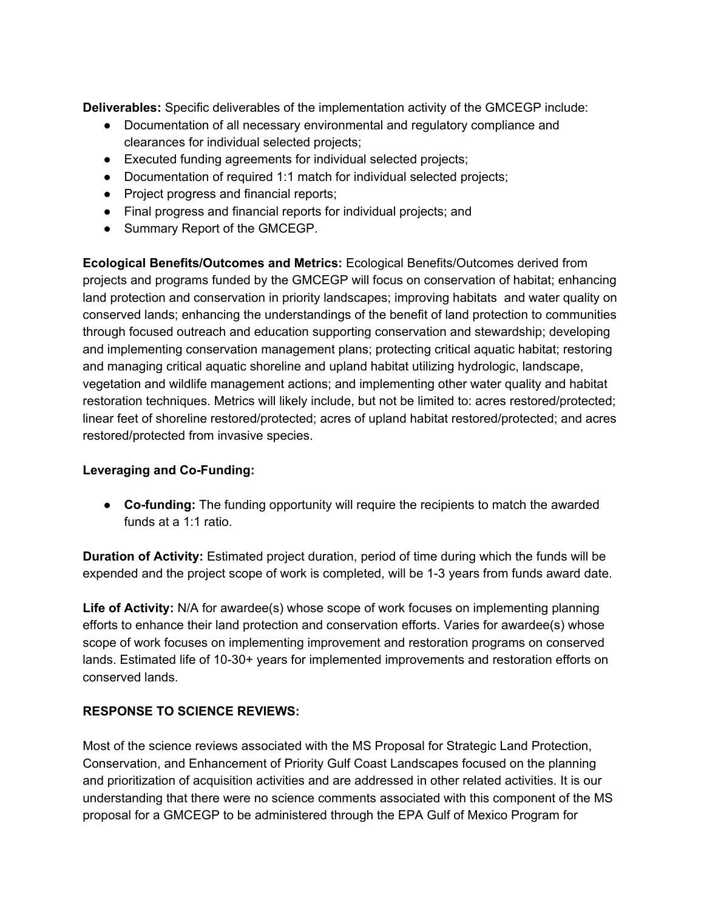**Deliverables:** Specific deliverables of the implementation activity of the GMCEGP include:

- Documentation of all necessary environmental and regulatory compliance and clearances for individual selected projects;
- Executed funding agreements for individual selected projects;
- Documentation of required 1:1 match for individual selected projects;
- Project progress and financial reports;
- Final progress and financial reports for individual projects; and
- Summary Report of the GMCEGP.

**Ecological Benefits/Outcomes and Metrics:** Ecological Benefits/Outcomes derived from projects and programs funded by the GMCEGP will focus on conservation of habitat; enhancing land protection and conservation in priority landscapes; improving habitats and water quality on conserved lands; enhancing the understandings of the benefit of land protection to communities through focused outreach and education supporting conservation and stewardship; developing and implementing conservation management plans; protecting critical aquatic habitat; restoring and managing critical aquatic shoreline and upland habitat utilizing hydrologic, landscape, vegetation and wildlife management actions; and implementing other water quality and habitat restoration techniques. Metrics will likely include, but not be limited to: acres restored/protected; linear feet of shoreline restored/protected; acres of upland habitat restored/protected; and acres restored/protected from invasive species.

**Leveraging and Co-Funding:**

- **Co-funding:** The funding opportunity will require the recipients to match the awarded funds at a 1:1 ratio.

**Duration of Activity:** Estimated project duration, period of time during which the funds will be expended and the project scope of work is completed, will be 1-3 years from funds award date.

**Life of Activity:** N/A for awardee(s) whose scope of work focuses on implementing planning efforts to enhance their land protection and conservation efforts. Varies for awardee(s) whose scope of work focuses on implementing improvement and restoration programs on conserved lands. Estimated life of 10-30+ years for implemented improvements and restoration efforts on conserved lands.

**RESPONSE TO SCIENCE REVIEWS:**

Most of the science reviews associated with the MS Proposal for Strategic Land Protection, Conservation, and Enhancement of Priority Gulf Coast Landscapes focused on the planning and prioritization of acquisition activities and are addressed in other related activities. It is our understanding that there were no science comments associated with this component of the MS proposal for a GMCEGP to be administered through the EPA Gulf of Mexico Program for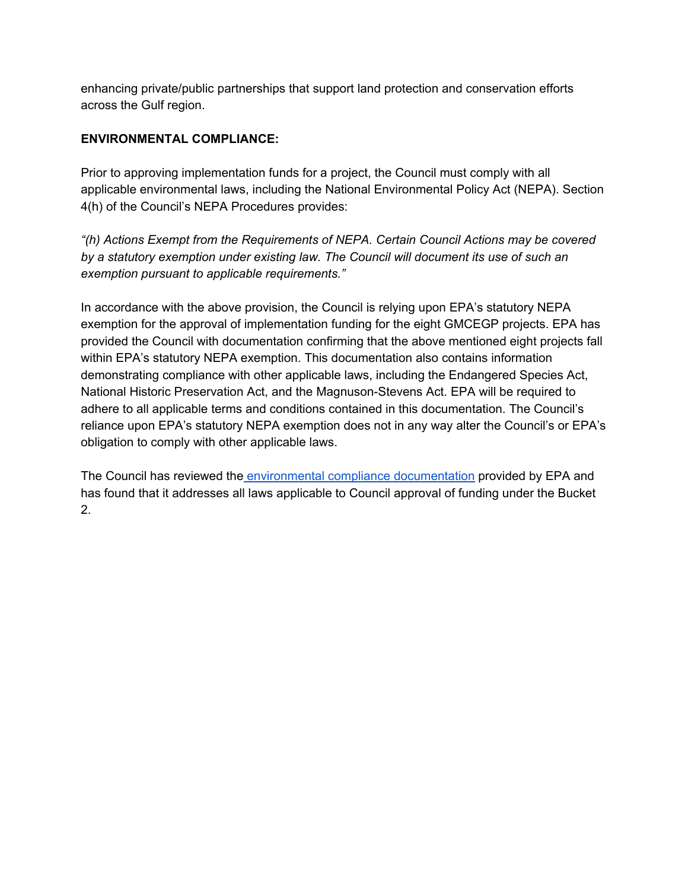enhancing private/public partnerships that support land protection and conservation efforts across the Gulf region.

**ENVIRONMENTAL COMPLIANCE:**

Prior to approving implementation funds for a project, the Council must comply with all applicable environmental laws, including the National Environmental Policy Act (NEPA). Section 4(h) of the Council's NEPA Procedures provides:

*"(h) Actions Exempt from the Requirements of NEPA. Certain Council Actions may be covered by a statutory exemption under existing law. The Council will document its use of such an exemption pursuant to applicable requirements."*

In accordance with the above provision, the Council is relying upon EPA's statutory NEPA exemption for the approval of implementation funding for the eight GMCEGP projects. EPA has provided the Council with documentation confirming that the above mentioned eight projects fall within EPA's statutory NEPA exemption. This documentation also contains information demonstrating compliance with other applicable laws, including the Endangered Species Act, National Historic Preservation Act, and the Magnuson-Stevens Act. EPA will be required to adhere to all applicable terms and conditions contained in this documentation. The Council's reliance upon EPA's statutory NEPA exemption does not in any way alter the Council's or EPA's obligation to comply with other applicable laws.

The Council has reviewed the environmental compliance documentation provided by EPA and has found that it addresses all laws applicable to Council approval of funding under the Bucket 2.